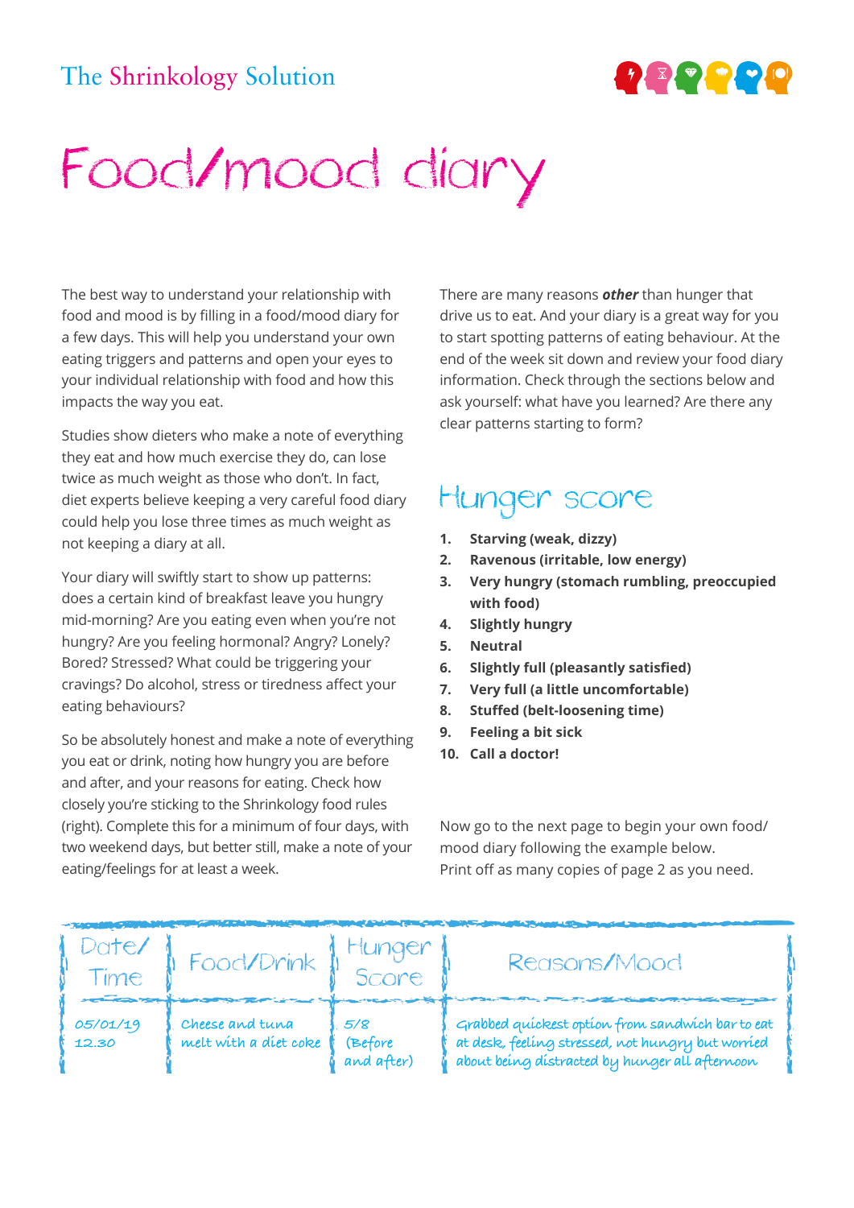The Shrinkology Solution

# Food/mood diary

The best way to understand your relationship with food and mood is by filling in a food/mood diary for a few days. This will help you understand your own eating triggers and patterns and open your eyes to your individual relationship with food and how this impacts the way you eat.

Studies show dieters who make a note of everything they eat and how much exercise they do, can lose twice as much weight as those who don't. In fact, diet experts believe keeping a very careful food diary could help you lose three times as much weight as not keeping a diary at all.

Your diary will swiftly start to show up patterns: does a certain kind of breakfast leave you hungry mid-morning? Are you eating even when you're not hungry? Are you feeling hormonal? Angry? Lonely? Bored? Stressed? What could be triggering your cravings? Do alcohol, stress or tiredness affect your eating behaviours?

So be absolutely honest and make a note of everything you eat or drink, noting how hungry you are before and after, and your reasons for eating. Check how closely you're sticking to the Shrinkology food rules (right). Complete this for a minimum of four days, with two weekend days, but better still, make a note of your eating/feelings for at least a week.

There are many reasons ***other*** than hunger that drive us to eat. And your diary is a great way for you to start spotting patterns of eating behaviour. At the end of the week sit down and review your food diary information. Check through the sections below and ask yourself: what have you learned? Are there any clear patterns starting to form?

## Hunger score

1. **Starving (weak, dizzy)**
2. **Ravenous (irritable, low energy)**
3. **Very hungry (stomach rumbling, preoccupied with food)**
4. **Slightly hungry**
5. **Neutral**
6. **Slightly full (pleasantly satisfied)**
7. **Very full (a little uncomfortable)**
8. **Stuffed (belt-loosening time)**
9. **Feeling a bit sick**
10. **Call a doctor!**

Now go to the next page to begin your own food/mood diary following the example below.
Print off as many copies of page 2 as you need.

| Date/ Time | Food/Drink | Hunger Score | Reasons/Mood |
|---|---|---|---|
| 05/01/19 12.30 | Cheese and tuna melt with a diet coke | 5/8 (Before and after) | Grabbed quickest option from sandwich bar to eat at desk, feeling stressed, not hungry but worried about being distracted by hunger all afternoon |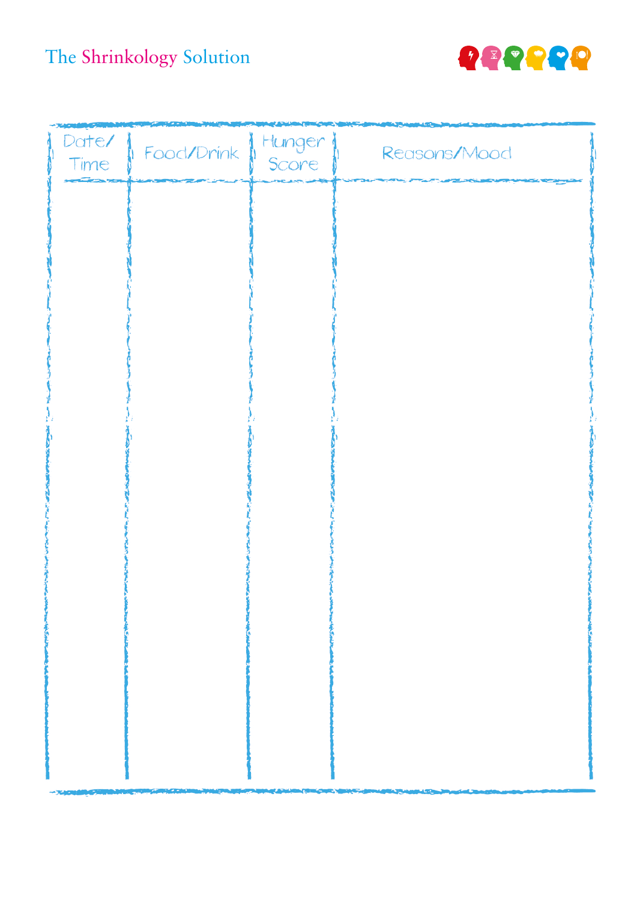| Date/ Time | Food/Drink | Hunger Score | Reasons/Mood |
| --- | --- | --- | --- |
| | | | |